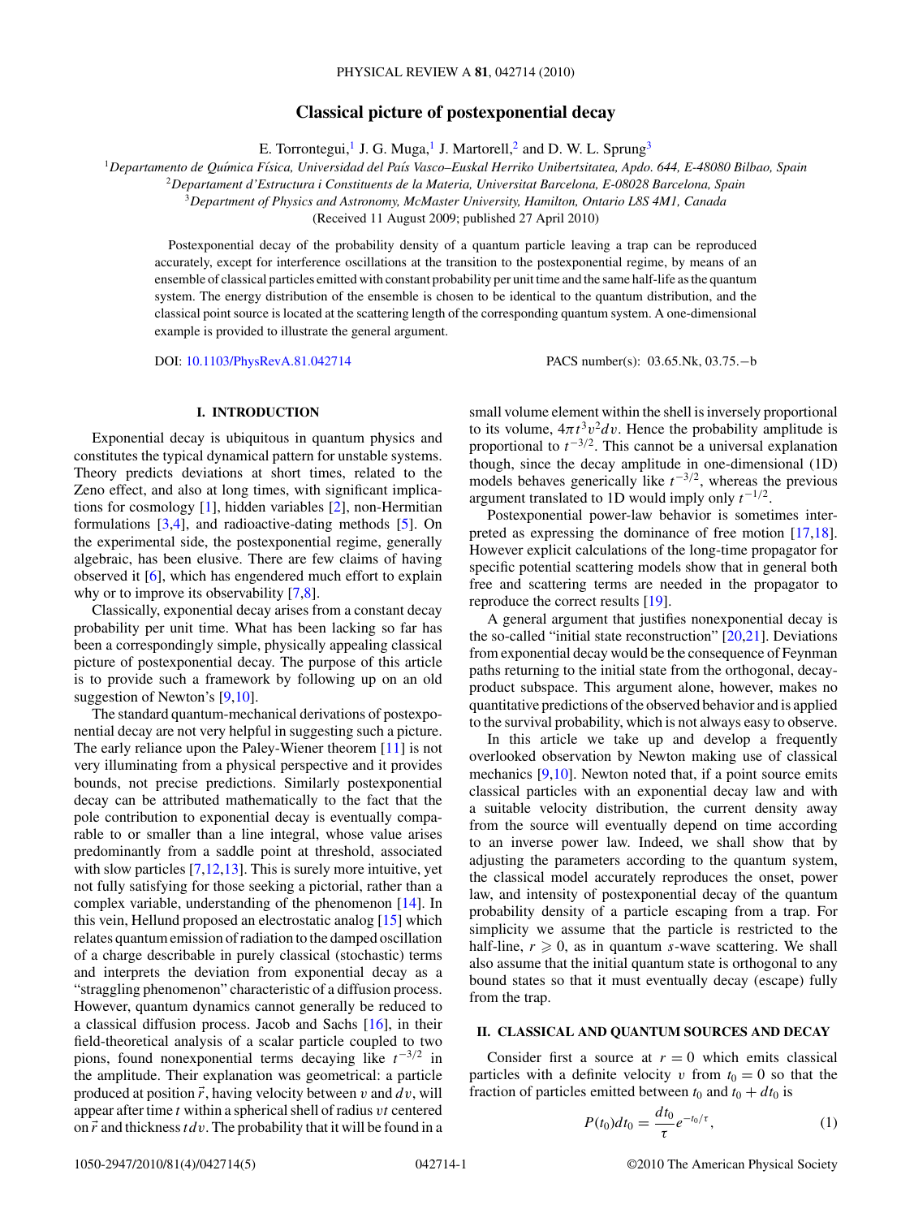# Classical picture of postexponential decay

E. Torrontegui,[1] J. G. Muga,[1] J. Martorell,[2] and D. W. L. Sprung[3]

[1]*Departamento de Química Física, Universidad del País Vasco–Euskal Herriko Unibertsitatea, Apdo. 644, E-48080 Bilbao, Spain*
[2]*Departament d'Estructura i Constituents de la Materia, Universitat Barcelona, E-08028 Barcelona, Spain*
[3]*Department of Physics and Astronomy, McMaster University, Hamilton, Ontario L8S 4M1, Canada*
(Received 11 August 2009; published 27 April 2010)

Postexponential decay of the probability density of a quantum particle leaving a trap can be reproduced accurately, except for interference oscillations at the transition to the postexponential regime, by means of an ensemble of classical particles emitted with constant probability per unit time and the same half-life as the quantum system. The energy distribution of the ensemble is chosen to be identical to the quantum distribution, and the classical point source is located at the scattering length of the corresponding quantum system. A one-dimensional example is provided to illustrate the general argument.

DOI: 10.1103/PhysRevA.81.042714 PACS number(s): 03.65.Nk, 03.75.−b

## I. INTRODUCTION

Exponential decay is ubiquitous in quantum physics and constitutes the typical dynamical pattern for unstable systems. Theory predicts deviations at short times, related to the Zeno effect, and also at long times, with significant implications for cosmology [1], hidden variables [2], non-Hermitian formulations [3,4], and radioactive-dating methods [5]. On the experimental side, the postexponential regime, generally algebraic, has been elusive. There are few claims of having observed it [6], which has engendered much effort to explain why or to improve its observability [7,8].

Classically, exponential decay arises from a constant decay probability per unit time. What has been lacking so far has been a correspondingly simple, physically appealing classical picture of postexponential decay. The purpose of this article is to provide such a framework by following up on an old suggestion of Newton's [9,10].

The standard quantum-mechanical derivations of postexponential decay are not very helpful in suggesting such a picture. The early reliance upon the Paley-Wiener theorem [11] is not very illuminating from a physical perspective and it provides bounds, not precise predictions. Similarly postexponential decay can be attributed mathematically to the fact that the pole contribution to exponential decay is eventually comparable to or smaller than a line integral, whose value arises predominantly from a saddle point at threshold, associated with slow particles [7,12,13]. This is surely more intuitive, yet not fully satisfying for those seeking a pictorial, rather than a complex variable, understanding of the phenomenon [14]. In this vein, Hellund proposed an electrostatic analog [15] which relates quantum emission of radiation to the damped oscillation of a charge describable in purely classical (stochastic) terms and interprets the deviation from exponential decay as a "straggling phenomenon" characteristic of a diffusion process. However, quantum dynamics cannot generally be reduced to a classical diffusion process. Jacob and Sachs [16], in their field-theoretical analysis of a scalar particle coupled to two pions, found nonexponential terms decaying like $t^{-3/2}$ in the amplitude. Their explanation was geometrical: a particle produced at position $\vec{r}$, having velocity between $v$ and $dv$, will appear after time $t$ within a spherical shell of radius $vt$ centered on $\vec{r}$ and thickness $t\,dv$. The probability that it will be found in a small volume element within the shell is inversely proportional to its volume, $4\pi t^3 v^2 dv$. Hence the probability amplitude is proportional to $t^{-3/2}$. This cannot be a universal explanation though, since the decay amplitude in one-dimensional (1D) models behaves generically like $t^{-3/2}$, whereas the previous argument translated to 1D would imply only $t^{-1/2}$.

Postexponential power-law behavior is sometimes interpreted as expressing the dominance of free motion [17,18]. However explicit calculations of the long-time propagator for specific potential scattering models show that in general both free and scattering terms are needed in the propagator to reproduce the correct results [19].

A general argument that justifies nonexponential decay is the so-called "initial state reconstruction" [20,21]. Deviations from exponential decay would be the consequence of Feynman paths returning to the initial state from the orthogonal, decay-product subspace. This argument alone, however, makes no quantitative predictions of the observed behavior and is applied to the survival probability, which is not always easy to observe.

In this article we take up and develop a frequently overlooked observation by Newton making use of classical mechanics [9,10]. Newton noted that, if a point source emits classical particles with an exponential decay law and with a suitable velocity distribution, the current density away from the source will eventually depend on time according to an inverse power law. Indeed, we shall show that by adjusting the parameters according to the quantum system, the classical model accurately reproduces the onset, power law, and intensity of postexponential decay of the quantum probability density of a particle escaping from a trap. For simplicity we assume that the particle is restricted to the half-line, $r \geqslant 0$, as in quantum $s$-wave scattering. We shall also assume that the initial quantum state is orthogonal to any bound states so that it must eventually decay (escape) fully from the trap.

## II. CLASSICAL AND QUANTUM SOURCES AND DECAY

Consider first a source at $r = 0$ which emits classical particles with a definite velocity $v$ from $t_0 = 0$ so that the fraction of particles emitted between $t_0$ and $t_0 + dt_0$ is

$$P(t_0)dt_0 = \frac{dt_0}{\tau}e^{-t_0/\tau}, \tag{1}$$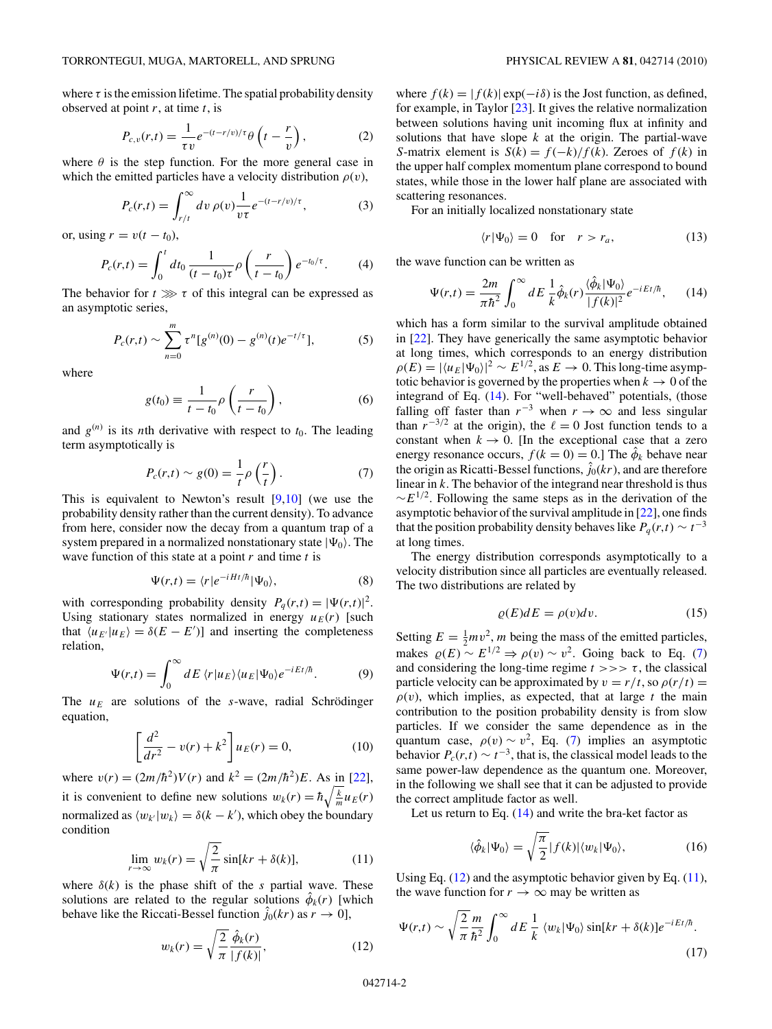where $\tau$ is the emission lifetime. The spatial probability density observed at point $r$, at time $t$, is

$$P_{c,v}(r,t) = \frac{1}{\tau v} e^{-(t-r/v)/\tau} \theta\left(t - \frac{r}{v}\right), \tag{2}$$

where $\theta$ is the step function. For the more general case in which the emitted particles have a velocity distribution $\rho(v)$,

$$P_c(r,t) = \int_{r/t}^{\infty} dv\, \rho(v) \frac{1}{v\tau} e^{-(t-r/v)/\tau}, \tag{3}$$

or, using $r = v(t - t_0)$,

$$P_c(r,t) = \int_0^t dt_0 \frac{1}{(t-t_0)\tau} \rho\left(\frac{r}{t-t_0}\right) e^{-t_0/\tau}. \tag{4}$$

The behavior for $t \ggg \tau$ of this integral can be expressed as an asymptotic series,

$$P_c(r,t) \sim \sum_{n=0}^{m} \tau^n [g^{(n)}(0) - g^{(n)}(t) e^{-t/\tau}], \tag{5}$$

where

$$g(t_0) \equiv \frac{1}{t-t_0} \rho\left(\frac{r}{t-t_0}\right), \tag{6}$$

and $g^{(n)}$ is its $n$th derivative with respect to $t_0$. The leading term asymptotically is

$$P_c(r,t) \sim g(0) = \frac{1}{t} \rho\left(\frac{r}{t}\right). \tag{7}$$

This is equivalent to Newton's result [9,10] (we use the probability density rather than the current density). To advance from here, consider now the decay from a quantum trap of a system prepared in a normalized nonstationary state $|\Psi_0\rangle$. The wave function of this state at a point $r$ and time $t$ is

$$\Psi(r,t) = \langle r|e^{-iHt/\hbar}|\Psi_0\rangle, \tag{8}$$

with corresponding probability density $P_q(r,t) = |\Psi(r,t)|^2$. Using stationary states normalized in energy $u_E(r)$ [such that $\langle u_{E'}|u_E\rangle = \delta(E - E')$] and inserting the completeness relation,

$$\Psi(r,t) = \int_0^{\infty} dE\, \langle r|u_E\rangle \langle u_E|\Psi_0\rangle e^{-iEt/\hbar}. \tag{9}$$

The $u_E$ are solutions of the $s$-wave, radial Schrödinger equation,

$$\left[\frac{d^2}{dr^2} - v(r) + k^2\right] u_E(r) = 0, \tag{10}$$

where $v(r) = (2m/\hbar^2)V(r)$ and $k^2 = (2m/\hbar^2)E$. As in [22], it is convenient to define new solutions $w_k(r) = \hbar\sqrt{\frac{k}{m}}u_E(r)$ normalized as $\langle w_{k'}|w_k\rangle = \delta(k - k')$, which obey the boundary condition

$$\lim_{r\to\infty} w_k(r) = \sqrt{\frac{2}{\pi}} \sin[kr + \delta(k)], \tag{11}$$

where $\delta(k)$ is the phase shift of the $s$ partial wave. These solutions are related to the regular solutions $\hat{\phi}_k(r)$ [which behave like the Riccati-Bessel function $\hat{j}_0(kr)$ as $r \to 0$],

$$w_k(r) = \sqrt{\frac{2}{\pi}} \frac{\hat{\phi}_k(r)}{|f(k)|}, \tag{12}$$

where $f(k) = |f(k)| \exp(-i\delta)$ is the Jost function, as defined, for example, in Taylor [23]. It gives the relative normalization between solutions having unit incoming flux at infinity and solutions that have slope $k$ at the origin. The partial-wave $S$-matrix element is $S(k) = f(-k)/f(k)$. Zeroes of $f(k)$ in the upper half complex momentum plane correspond to bound states, while those in the lower half plane are associated with scattering resonances.

For an initially localized nonstationary state

$$\langle r|\Psi_0\rangle = 0 \quad \text{for} \quad r > r_a, \tag{13}$$

the wave function can be written as

$$\Psi(r,t) = \frac{2m}{\pi\hbar^2} \int_0^{\infty} dE\, \frac{1}{k} \hat{\phi}_k(r) \frac{\langle\hat{\phi}_k|\Psi_0\rangle}{|f(k)|^2} e^{-iEt/\hbar}, \tag{14}$$

which has a form similar to the survival amplitude obtained in [22]. They have generically the same asymptotic behavior at long times, which corresponds to an energy distribution $\rho(E) = |\langle u_E|\Psi_0\rangle|^2 \sim E^{1/2}$, as $E \to 0$. This long-time asymptotic behavior is governed by the properties when $k \to 0$ of the integrand of Eq. (14). For "well-behaved" potentials, (those falling off faster than $r^{-3}$ when $r \to \infty$ and less singular than $r^{-3/2}$ at the origin), the $\ell = 0$ Jost function tends to a constant when $k \to 0$. [In the exceptional case that a zero energy resonance occurs, $f(k = 0) = 0$.] The $\hat{\phi}_k$ behave near the origin as Ricatti-Bessel functions, $\hat{j}_0(kr)$, and are therefore linear in $k$. The behavior of the integrand near threshold is thus $\sim E^{1/2}$. Following the same steps as in the derivation of the asymptotic behavior of the survival amplitude in [22], one finds that the position probability density behaves like $P_q(r,t) \sim t^{-3}$ at long times.

The energy distribution corresponds asymptotically to a velocity distribution since all particles are eventually released. The two distributions are related by

$$\varrho(E)dE = \rho(v)dv. \tag{15}$$

Setting $E = \frac{1}{2}mv^2$, $m$ being the mass of the emitted particles, makes $\varrho(E) \sim E^{1/2} \Rightarrow \rho(v) \sim v^2$. Going back to Eq. (7) and considering the long-time regime $t >>> \tau$, the classical particle velocity can be approximated by $v = r/t$, so $\rho(r/t) = \rho(v)$, which implies, as expected, that at large $t$ the main contribution to the position probability density is from slow particles. If we consider the same dependence as in the quantum case, $\rho(v) \sim v^2$, Eq. (7) implies an asymptotic behavior $P_c(r,t) \sim t^{-3}$, that is, the classical model leads to the same power-law dependence as the quantum one. Moreover, in the following we shall see that it can be adjusted to provide the correct amplitude factor as well.

Let us return to Eq. (14) and write the bra-ket factor as

$$\langle\hat{\phi}_k|\Psi_0\rangle = \sqrt{\frac{\pi}{2}} |f(k)| \langle w_k|\Psi_0\rangle, \tag{16}$$

Using Eq. (12) and the asymptotic behavior given by Eq. (11), the wave function for $r \to \infty$ may be written as

$$\Psi(r,t) \sim \sqrt{\frac{2}{\pi}} \frac{m}{\hbar^2} \int_0^{\infty} dE\, \frac{1}{k} \langle w_k|\Psi_0\rangle \sin[kr + \delta(k)] e^{-iEt/\hbar}. \tag{17}$$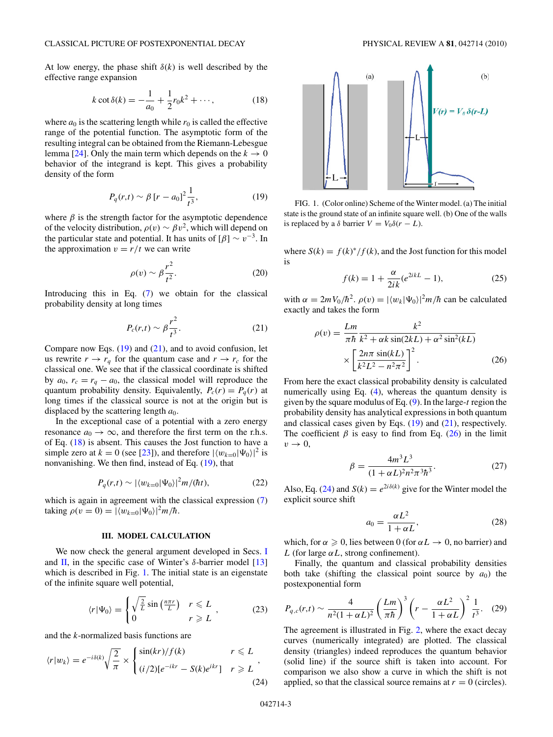At low energy, the phase shift $\delta(k)$ is well described by the effective range expansion

$$k\cot\delta(k) = -\frac{1}{a_0} + \frac{1}{2}r_0 k^2 + \cdots, \tag{18}$$

where $a_0$ is the scattering length while $r_0$ is called the effective range of the potential function. The asymptotic form of the resulting integral can be obtained from the Riemann-Lebesgue lemma [24]. Only the main term which depends on the $k \to 0$ behavior of the integrand is kept. This gives a probability density of the form

$$P_q(r,t) \sim \beta\,[r - a_0]^2 \frac{1}{t^3}, \tag{19}$$

where $\beta$ is the strength factor for the asymptotic dependence of the velocity distribution, $\rho(v) \sim \beta v^2$, which will depend on the particular state and potential. It has units of $[\beta] \sim v^{-3}$. In the approximation $v = r/t$ we can write

$$\rho(v) \sim \beta \frac{r^2}{t^2}. \tag{20}$$

Introducing this in Eq. (7) we obtain for the classical probability density at long times

$$P_c(r,t) \sim \beta \frac{r^2}{t^3}. \tag{21}$$

Compare now Eqs. (19) and (21), and to avoid confusion, let us rewrite $r \to r_q$ for the quantum case and $r \to r_c$ for the classical one. We see that if the classical coordinate is shifted by $a_0$, $r_c = r_q - a_0$, the classical model will reproduce the quantum probability density. Equivalently, $P_c(r) = P_q(r)$ at long times if the classical source is not at the origin but is displaced by the scattering length $a_0$.

In the exceptional case of a potential with a zero energy resonance $a_0 \to \infty$, and therefore the first term on the r.h.s. of Eq. (18) is absent. This causes the Jost function to have a simple zero at $k = 0$ (see [23]), and therefore $|\langle w_{k=0}|\Psi_0\rangle|^2$ is nonvanishing. We then find, instead of Eq. (19), that

$$P_q(r,t) \sim |\langle w_{k=0}|\Psi_0\rangle|^2 m/(\hbar t), \tag{22}$$

which is again in agreement with the classical expression (7) taking $\rho(v=0) = |\langle w_{k=0}|\Psi_0\rangle|^2 m/\hbar$.

### III. MODEL CALCULATION

We now check the general argument developed in Secs. I and II, in the specific case of Winter's $\delta$-barrier model [13] which is described in Fig. 1. The initial state is an eigenstate of the infinite square well potential,

$$\langle r|\Psi_0\rangle = \begin{cases} \sqrt{\frac{2}{L}}\sin\left(\frac{n\pi r}{L}\right) & r \leqslant L \\ 0 & r \geqslant L \end{cases}, \tag{23}$$

and the $k$-normalized basis functions are

$$\langle r|w_k\rangle = e^{-i\delta(k)}\sqrt{\frac{2}{\pi}} \times \begin{cases} \sin(kr)/f(k) & r \leqslant L \\ (i/2)[e^{-ikr} - S(k)e^{ikr}] & r \geqslant L \end{cases}, \tag{24}$$

FIG. 1. (Color online) Scheme of the Winter model. (a) The initial state is the ground state of an infinite square well. (b) One of the walls is replaced by a $\delta$ barrier $V = V_0\delta(r - L)$.

where $S(k) = f(k)^*/f(k)$, and the Jost function for this model is

$$f(k) = 1 + \frac{\alpha}{2ik}(e^{2ikL} - 1), \tag{25}$$

with $\alpha = 2mV_0/\hbar^2$. $\rho(v) = |\langle w_k|\Psi_0\rangle|^2 m/\hbar$ can be calculated exactly and takes the form

$$\rho(v) = \frac{Lm}{\pi\hbar}\frac{k^2}{k^2 + \alpha k\sin(2kL) + \alpha^2\sin^2(kL)} \times \left[\frac{2n\pi\,\sin(kL)}{k^2L^2 - n^2\pi^2}\right]^2. \tag{26}$$

From here the exact classical probability density is calculated numerically using Eq. (4), whereas the quantum density is given by the square modulus of Eq. (9). In the large-$t$ region the probability density has analytical expressions in both quantum and classical cases given by Eqs. (19) and (21), respectively. The coefficient $\beta$ is easy to find from Eq. (26) in the limit $v \to 0$,

$$\beta = \frac{4m^3L^3}{(1+\alpha L)^2 n^2\pi^3\hbar^3}. \tag{27}$$

Also, Eq. (24) and $S(k) = e^{2i\delta(k)}$ give for the Winter model the explicit source shift

$$a_0 = \frac{\alpha L^2}{1 + \alpha L}, \tag{28}$$

which, for $\alpha \geqslant 0$, lies between 0 (for $\alpha L \to 0$, no barrier) and $L$ (for large $\alpha L$, strong confinement).

Finally, the quantum and classical probability densities both take (shifting the classical point source by $a_0$) the postexponential form

$$P_{q,c}(r,t) \sim \frac{4}{n^2(1+\alpha L)^2}\left(\frac{Lm}{\pi\hbar}\right)^3\left(r - \frac{\alpha L^2}{1+\alpha L}\right)^2\frac{1}{t^3}. \tag{29}$$

The agreement is illustrated in Fig. 2, where the exact decay curves (numerically integrated) are plotted. The classical density (triangles) indeed reproduces the quantum behavior (solid line) if the source shift is taken into account. For comparison we also show a curve in which the shift is not applied, so that the classical source remains at $r = 0$ (circles).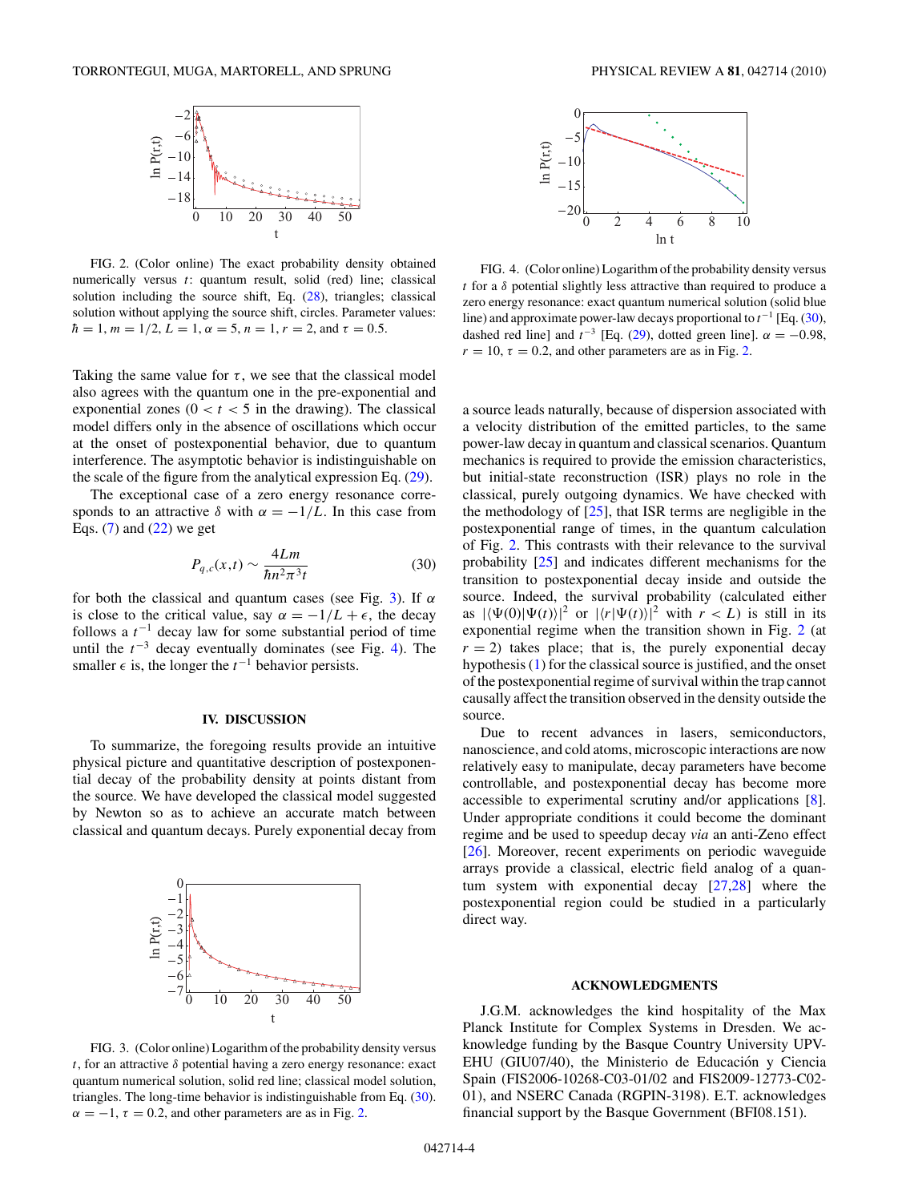FIG. 2. (Color online) The exact probability density obtained numerically versus $t$: quantum result, solid (red) line; classical solution including the source shift, Eq. (28), triangles; classical solution without applying the source shift, circles. Parameter values: $\hbar = 1$, $m = 1/2$, $L = 1$, $\alpha = 5$, $n = 1$, $r = 2$, and $\tau = 0.5$.

Taking the same value for $\tau$, we see that the classical model also agrees with the quantum one in the pre-exponential and exponential zones ($0 < t < 5$ in the drawing). The classical model differs only in the absence of oscillations which occur at the onset of postexponential behavior, due to quantum interference. The asymptotic behavior is indistinguishable on the scale of the figure from the analytical expression Eq. (29).

The exceptional case of a zero energy resonance corresponds to an attractive $\delta$ with $\alpha = -1/L$. In this case from Eqs. (7) and (22) we get

$$P_{q,c}(x,t) \sim \frac{4Lm}{\hbar n^2 \pi^3 t} \tag{30}$$

for both the classical and quantum cases (see Fig. 3). If $\alpha$ is close to the critical value, say $\alpha = -1/L + \epsilon$, the decay follows a $t^{-1}$ decay law for some substantial period of time until the $t^{-3}$ decay eventually dominates (see Fig. 4). The smaller $\epsilon$ is, the longer the $t^{-1}$ behavior persists.

## IV. DISCUSSION

To summarize, the foregoing results provide an intuitive physical picture and quantitative description of postexponential decay of the probability density at points distant from the source. We have developed the classical model suggested by Newton so as to achieve an accurate match between classical and quantum decays. Purely exponential decay from

FIG. 3. (Color online) Logarithm of the probability density versus $t$, for an attractive $\delta$ potential having a zero energy resonance: exact quantum numerical solution, solid red line; classical model solution, triangles. The long-time behavior is indistinguishable from Eq. (30). $\alpha = -1$, $\tau = 0.2$, and other parameters are as in Fig. 2.

FIG. 4. (Color online) Logarithm of the probability density versus $t$ for a $\delta$ potential slightly less attractive than required to produce a zero energy resonance: exact quantum numerical solution (solid blue line) and approximate power-law decays proportional to $t^{-1}$ [Eq. (30), dashed red line] and $t^{-3}$ [Eq. (29), dotted green line]. $\alpha = -0.98$, $r = 10$, $\tau = 0.2$, and other parameters are as in Fig. 2.

a source leads naturally, because of dispersion associated with a velocity distribution of the emitted particles, to the same power-law decay in quantum and classical scenarios. Quantum mechanics is required to provide the emission characteristics, but initial-state reconstruction (ISR) plays no role in the classical, purely outgoing dynamics. We have checked with the methodology of [25], that ISR terms are negligible in the postexponential range of times, in the quantum calculation of Fig. 2. This contrasts with their relevance to the survival probability [25] and indicates different mechanisms for the transition to postexponential decay inside and outside the source. Indeed, the survival probability (calculated either as $|\langle\Psi(0)|\Psi(t)\rangle|^2$ or $|\langle r|\Psi(t)\rangle|^2$ with $r < L$) is still in its exponential regime when the transition shown in Fig. 2 (at $r = 2$) takes place; that is, the purely exponential decay hypothesis (1) for the classical source is justified, and the onset of the postexponential regime of survival within the trap cannot causally affect the transition observed in the density outside the source.

Due to recent advances in lasers, semiconductors, nanoscience, and cold atoms, microscopic interactions are now relatively easy to manipulate, decay parameters have become controllable, and postexponential decay has become more accessible to experimental scrutiny and/or applications [8]. Under appropriate conditions it could become the dominant regime and be used to speedup decay *via* an anti-Zeno effect [26]. Moreover, recent experiments on periodic waveguide arrays provide a classical, electric field analog of a quantum system with exponential decay [27,28] where the postexponential region could be studied in a particularly direct way.

## ACKNOWLEDGMENTS

J.G.M. acknowledges the kind hospitality of the Max Planck Institute for Complex Systems in Dresden. We acknowledge funding by the Basque Country University UPV-EHU (GIU07/40), the Ministerio de Educación y Ciencia Spain (FIS2006-10268-C03-01/02 and FIS2009-12773-C02-01), and NSERC Canada (RGPIN-3198). E.T. acknowledges financial support by the Basque Government (BFI08.151).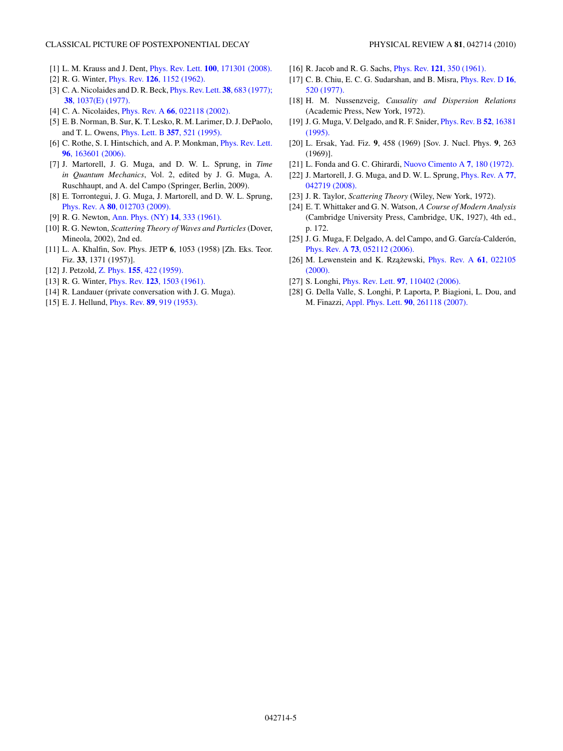[1] L. M. Krauss and J. Dent, Phys. Rev. Lett. **100**, 171301 (2008).

[2] R. G. Winter, Phys. Rev. **126**, 1152 (1962).

[3] C. A. Nicolaides and D. R. Beck, Phys. Rev. Lett. **38**, 683 (1977); **38**, 1037(E) (1977).

[4] C. A. Nicolaides, Phys. Rev. A **66**, 022118 (2002).

[5] E. B. Norman, B. Sur, K. T. Lesko, R. M. Larimer, D. J. DePaolo, and T. L. Owens, Phys. Lett. B **357**, 521 (1995).

[6] C. Rothe, S. I. Hintschich, and A. P. Monkman, Phys. Rev. Lett. **96**, 163601 (2006).

[7] J. Martorell, J. G. Muga, and D. W. L. Sprung, in *Time in Quantum Mechanics*, Vol. 2, edited by J. G. Muga, A. Ruschhaupt, and A. del Campo (Springer, Berlin, 2009).

[8] E. Torrontegui, J. G. Muga, J. Martorell, and D. W. L. Sprung, Phys. Rev. A **80**, 012703 (2009).

[9] R. G. Newton, Ann. Phys. (NY) **14**, 333 (1961).

[10] R. G. Newton, *Scattering Theory of Waves and Particles* (Dover, Mineola, 2002), 2nd ed.

[11] L. A. Khalfin, Sov. Phys. JETP **6**, 1053 (1958) [Zh. Eks. Teor. Fiz. **33**, 1371 (1957)].

[12] J. Petzold, Z. Phys. **155**, 422 (1959).

[13] R. G. Winter, Phys. Rev. **123**, 1503 (1961).

[14] R. Landauer (private conversation with J. G. Muga).

[15] E. J. Hellund, Phys. Rev. **89**, 919 (1953).

[16] R. Jacob and R. G. Sachs, Phys. Rev. **121**, 350 (1961).

[17] C. B. Chiu, E. C. G. Sudarshan, and B. Misra, Phys. Rev. D **16**, 520 (1977).

[18] H. M. Nussenzveig, *Causality and Dispersion Relations* (Academic Press, New York, 1972).

[19] J. G. Muga, V. Delgado, and R. F. Snider, Phys. Rev. B **52**, 16381 (1995).

[20] L. Ersak, Yad. Fiz. **9**, 458 (1969) [Sov. J. Nucl. Phys. **9**, 263 (1969)].

[21] L. Fonda and G. C. Ghirardi, Nuovo Cimento A **7**, 180 (1972).

[22] J. Martorell, J. G. Muga, and D. W. L. Sprung, Phys. Rev. A **77**, 042719 (2008).

[23] J. R. Taylor, *Scattering Theory* (Wiley, New York, 1972).

[24] E. T. Whittaker and G. N. Watson, *A Course of Modern Analysis* (Cambridge University Press, Cambridge, UK, 1927), 4th ed., p. 172.

[25] J. G. Muga, F. Delgado, A. del Campo, and G. García-Calderón, Phys. Rev. A **73**, 052112 (2006).

[26] M. Lewenstein and K. Rzążewski, Phys. Rev. A **61**, 022105 (2000).

[27] S. Longhi, Phys. Rev. Lett. **97**, 110402 (2006).

[28] G. Della Valle, S. Longhi, P. Laporta, P. Biagioni, L. Dou, and M. Finazzi, Appl. Phys. Lett. **90**, 261118 (2007).